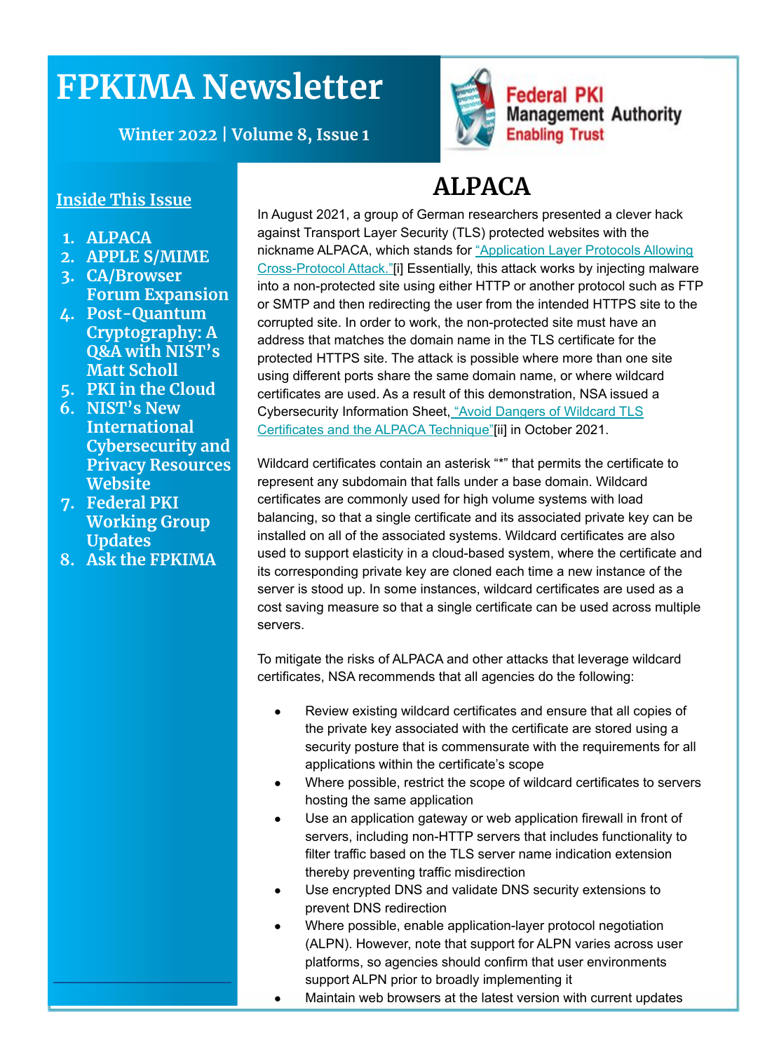# FPKIMA Newsletter

Winter 2022 | Volume 8, Issue 1

Federal PKI Management Authority
Enabling Trust

## Inside This Issue

1. ALPACA
2. APPLE S/MIME
3. CA/Browser Forum Expansion
4. Post-Quantum Cryptography: A Q&A with NIST's Matt Scholl
5. PKI in the Cloud
6. NIST's New International Cybersecurity and Privacy Resources Website
7. Federal PKI Working Group Updates
8. Ask the FPKIMA

## ALPACA

In August 2021, a group of German researchers presented a clever hack against Transport Layer Security (TLS) protected websites with the nickname ALPACA, which stands for "Application Layer Protocols Allowing Cross-Protocol Attack."[i] Essentially, this attack works by injecting malware into a non-protected site using either HTTP or another protocol such as FTP or SMTP and then redirecting the user from the intended HTTPS site to the corrupted site. In order to work, the non-protected site must have an address that matches the domain name in the TLS certificate for the protected HTTPS site. The attack is possible where more than one site using different ports share the same domain name, or where wildcard certificates are used. As a result of this demonstration, NSA issued a Cybersecurity Information Sheet, "Avoid Dangers of Wildcard TLS Certificates and the ALPACA Technique"[ii] in October 2021.

Wildcard certificates contain an asterisk "*" that permits the certificate to represent any subdomain that falls under a base domain. Wildcard certificates are commonly used for high volume systems with load balancing, so that a single certificate and its associated private key can be installed on all of the associated systems. Wildcard certificates are also used to support elasticity in a cloud-based system, where the certificate and its corresponding private key are cloned each time a new instance of the server is stood up. In some instances, wildcard certificates are used as a cost saving measure so that a single certificate can be used across multiple servers.

To mitigate the risks of ALPACA and other attacks that leverage wildcard certificates, NSA recommends that all agencies do the following:

- Review existing wildcard certificates and ensure that all copies of the private key associated with the certificate are stored using a security posture that is commensurate with the requirements for all applications within the certificate's scope
- Where possible, restrict the scope of wildcard certificates to servers hosting the same application
- Use an application gateway or web application firewall in front of servers, including non-HTTP servers that includes functionality to filter traffic based on the TLS server name indication extension thereby preventing traffic misdirection
- Use encrypted DNS and validate DNS security extensions to prevent DNS redirection
- Where possible, enable application-layer protocol negotiation (ALPN). However, note that support for ALPN varies across user platforms, so agencies should confirm that user environments support ALPN prior to broadly implementing it
- Maintain web browsers at the latest version with current updates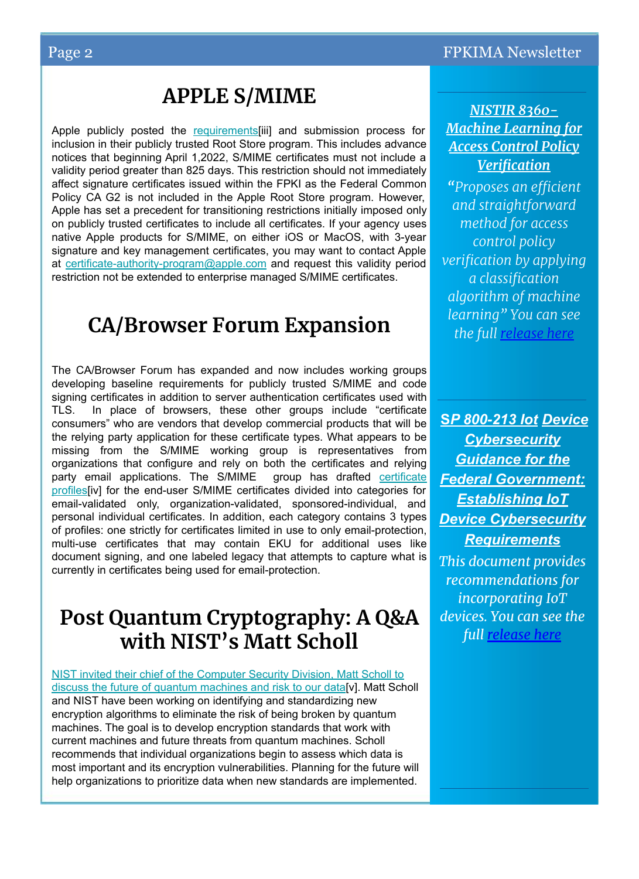## APPLE S/MIME

Apple publicly posted the requirements[iii] and submission process for inclusion in their publicly trusted Root Store program. This includes advance notices that beginning April 1,2022, S/MIME certificates must not include a validity period greater than 825 days. This restriction should not immediately affect signature certificates issued within the FPKI as the Federal Common Policy CA G2 is not included in the Apple Root Store program. However, Apple has set a precedent for transitioning restrictions initially imposed only on publicly trusted certificates to include all certificates. If your agency uses native Apple products for S/MIME, on either iOS or MacOS, with 3-year signature and key management certificates, you may want to contact Apple at certificate-authority-program@apple.com and request this validity period restriction not be extended to enterprise managed S/MIME certificates.

## CA/Browser Forum Expansion

The CA/Browser Forum has expanded and now includes working groups developing baseline requirements for publicly trusted S/MIME and code signing certificates in addition to server authentication certificates used with TLS. In place of browsers, these other groups include "certificate consumers" who are vendors that develop commercial products that will be the relying party application for these certificate types. What appears to be missing from the S/MIME working group is representatives from organizations that configure and rely on both the certificates and relying party email applications. The S/MIME group has drafted certificate profiles[iv] for the end-user S/MIME certificates divided into categories for email-validated only, organization-validated, sponsored-individual, and personal individual certificates. In addition, each category contains 3 types of profiles: one strictly for certificates limited in use to only email-protection, multi-use certificates that may contain EKU for additional uses like document signing, and one labeled legacy that attempts to capture what is currently in certificates being used for email-protection.

## Post Quantum Cryptography: A Q&A with NIST's Matt Scholl

NIST invited their chief of the Computer Security Division, Matt Scholl to discuss the future of quantum machines and risk to our data[v]. Matt Scholl and NIST have been working on identifying and standardizing new encryption algorithms to eliminate the risk of being broken by quantum machines. The goal is to develop encryption standards that work with current machines and future threats from quantum machines. Scholl recommends that individual organizations begin to assess which data is most important and its encryption vulnerabilities. Planning for the future will help organizations to prioritize data when new standards are implemented.

### *NISTIR 8360- Machine Learning for Access Control Policy Verification*

*"Proposes an efficient and straightforward method for access control policy verification by applying a classification algorithm of machine learning" You can see the full release here*

### *SP 800-213 IoT Device Cybersecurity Guidance for the Federal Government: Establishing IoT Device Cybersecurity Requirements*

*This document provides recommendations for incorporating IoT devices. You can see the full release here*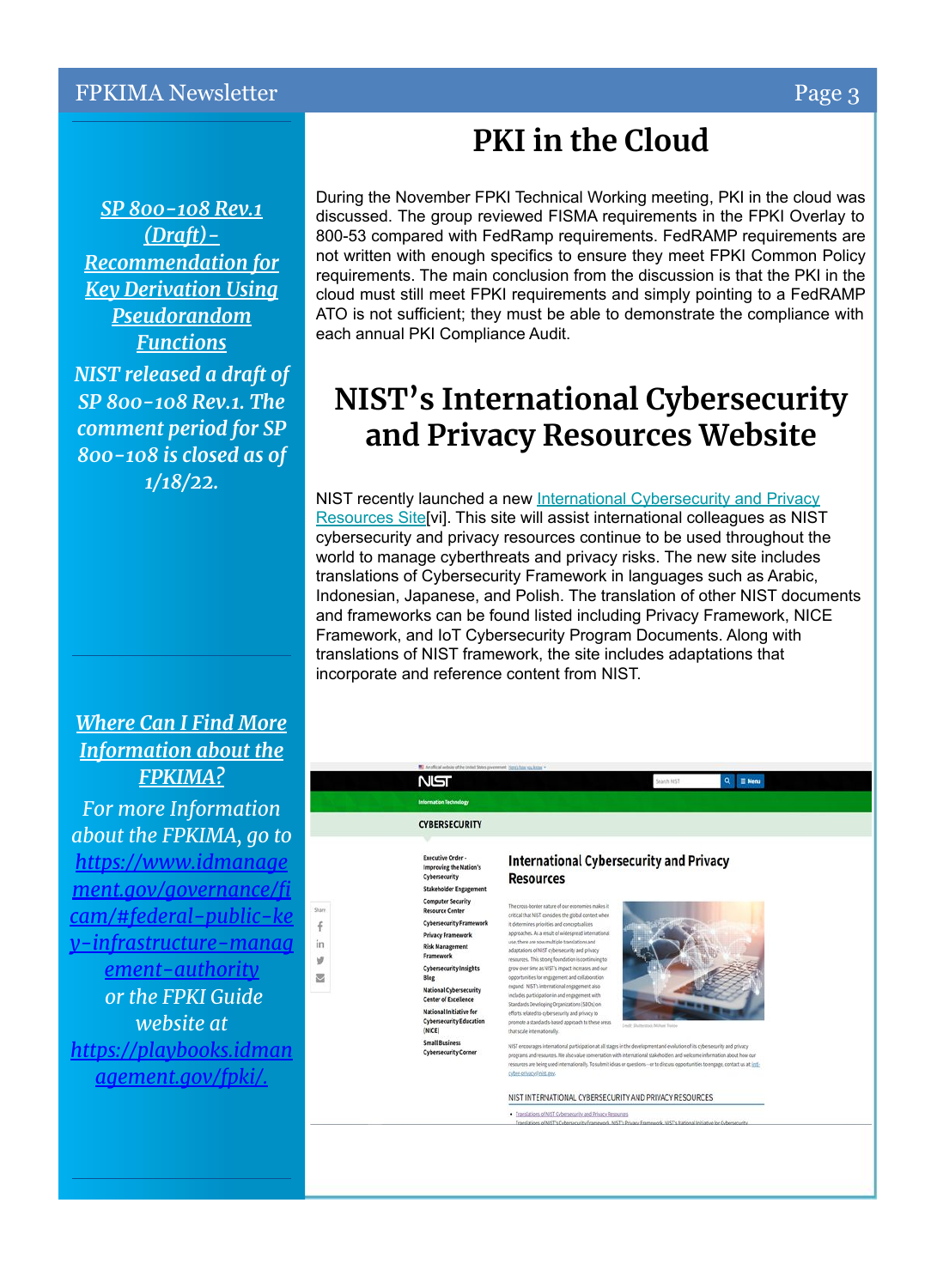# PKI in the Cloud

During the November FPKI Technical Working meeting, PKI in the cloud was discussed. The group reviewed FISMA requirements in the FPKI Overlay to 800-53 compared with FedRamp requirements. FedRAMP requirements are not written with enough specifics to ensure they meet FPKI Common Policy requirements. The main conclusion from the discussion is that the PKI in the cloud must still meet FPKI requirements and simply pointing to a FedRAMP ATO is not sufficient; they must be able to demonstrate the compliance with each annual PKI Compliance Audit.

# NIST's International Cybersecurity and Privacy Resources Website

NIST recently launched a new International Cybersecurity and Privacy Resources Site[vi]. This site will assist international colleagues as NIST cybersecurity and privacy resources continue to be used throughout the world to manage cyberthreats and privacy risks. The new site includes translations of Cybersecurity Framework in languages such as Arabic, Indonesian, Japanese, and Polish. The translation of other NIST documents and frameworks can be found listed including Privacy Framework, NICE Framework, and IoT Cybersecurity Program Documents. Along with translations of NIST framework, the site includes adaptations that incorporate and reference content from NIST.

***SP 800-108 Rev.1 (Draft)- Recommendation for Key Derivation Using Pseudorandom Functions***

*NIST released a draft of SP 800-108 Rev.1. The comment period for SP 800-108 is closed as of 1/18/22.*

***Where Can I Find More Information about the FPKIMA?***

*For more Information about the FPKIMA, go to https://www.idmanagement.gov/governance/ficam/#federal-public-key-infrastructure-management-authority or the FPKI Guide website at https://playbooks.idmanagement.gov/fpki/.*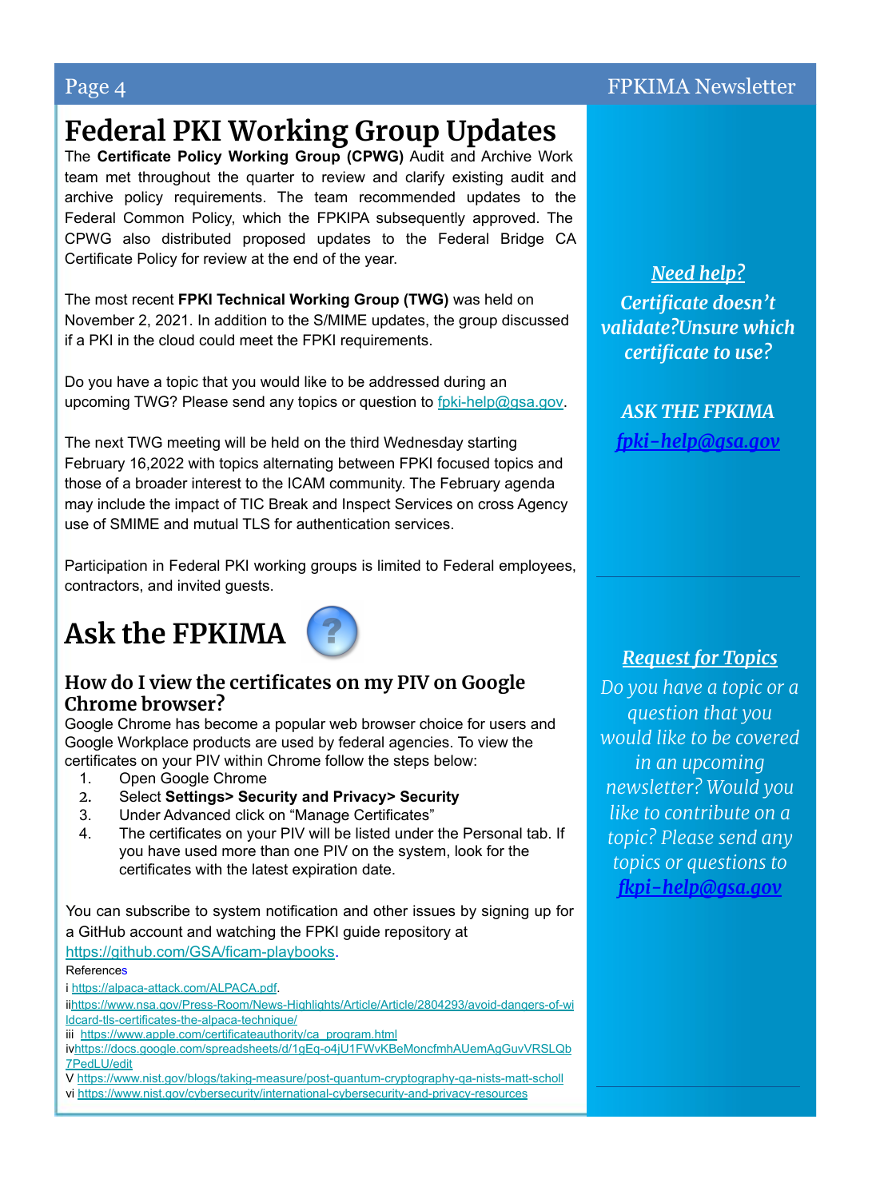# Federal PKI Working Group Updates

The **Certificate Policy Working Group (CPWG)** Audit and Archive Work team met throughout the quarter to review and clarify existing audit and archive policy requirements. The team recommended updates to the Federal Common Policy, which the FPKIPA subsequently approved. The CPWG also distributed proposed updates to the Federal Bridge CA Certificate Policy for review at the end of the year.

The most recent **FPKI Technical Working Group (TWG)** was held on November 2, 2021. In addition to the S/MIME updates, the group discussed if a PKI in the cloud could meet the FPKI requirements.

Do you have a topic that you would like to be addressed during an upcoming TWG? Please send any topics or question to fpki-help@gsa.gov.

The next TWG meeting will be held on the third Wednesday starting February 16,2022 with topics alternating between FPKI focused topics and those of a broader interest to the ICAM community. The February agenda may include the impact of TIC Break and Inspect Services on cross Agency use of SMIME and mutual TLS for authentication services.

Participation in Federal PKI working groups is limited to Federal employees, contractors, and invited guests.

# Ask the FPKIMA

## How do I view the certificates on my PIV on Google Chrome browser?

Google Chrome has become a popular web browser choice for users and Google Workplace products are used by federal agencies. To view the certificates on your PIV within Chrome follow the steps below:

1. Open Google Chrome
2. Select **Settings> Security and Privacy> Security**
3. Under Advanced click on "Manage Certificates"
4. The certificates on your PIV will be listed under the Personal tab. If you have used more than one PIV on the system, look for the certificates with the latest expiration date.

You can subscribe to system notification and other issues by signing up for a GitHub account and watching the FPKI guide repository at https://github.com/GSA/ficam-playbooks.

References

i https://alpaca-attack.com/ALPACA.pdf.

ii https://www.nsa.gov/Press-Room/News-Highlights/Article/Article/2804293/avoid-dangers-of-wildcard-tls-certificates-the-alpaca-technique/

iii https://www.apple.com/certificateauthority/ca_program.html

iv https://docs.google.com/spreadsheets/d/1gEq-o4jU1FWvKBeMoncfmhAUemAgGuvVRSLQb7PedLU/edit

V https://www.nist.gov/blogs/taking-measure/post-quantum-cryptography-qa-nists-matt-scholl

vi https://www.nist.gov/cybersecurity/international-cybersecurity-and-privacy-resources

***Need help?***

***Certificate doesn't validate?Unsure which certificate to use?***

***ASK THE FPKIMA***

***fpki-help@gsa.gov***

***Request for Topics***

*Do you have a topic or a question that you would like to be covered in an upcoming newsletter? Would you like to contribute on a topic? Please send any topics or questions to* ***fkpi-help@gsa.gov***